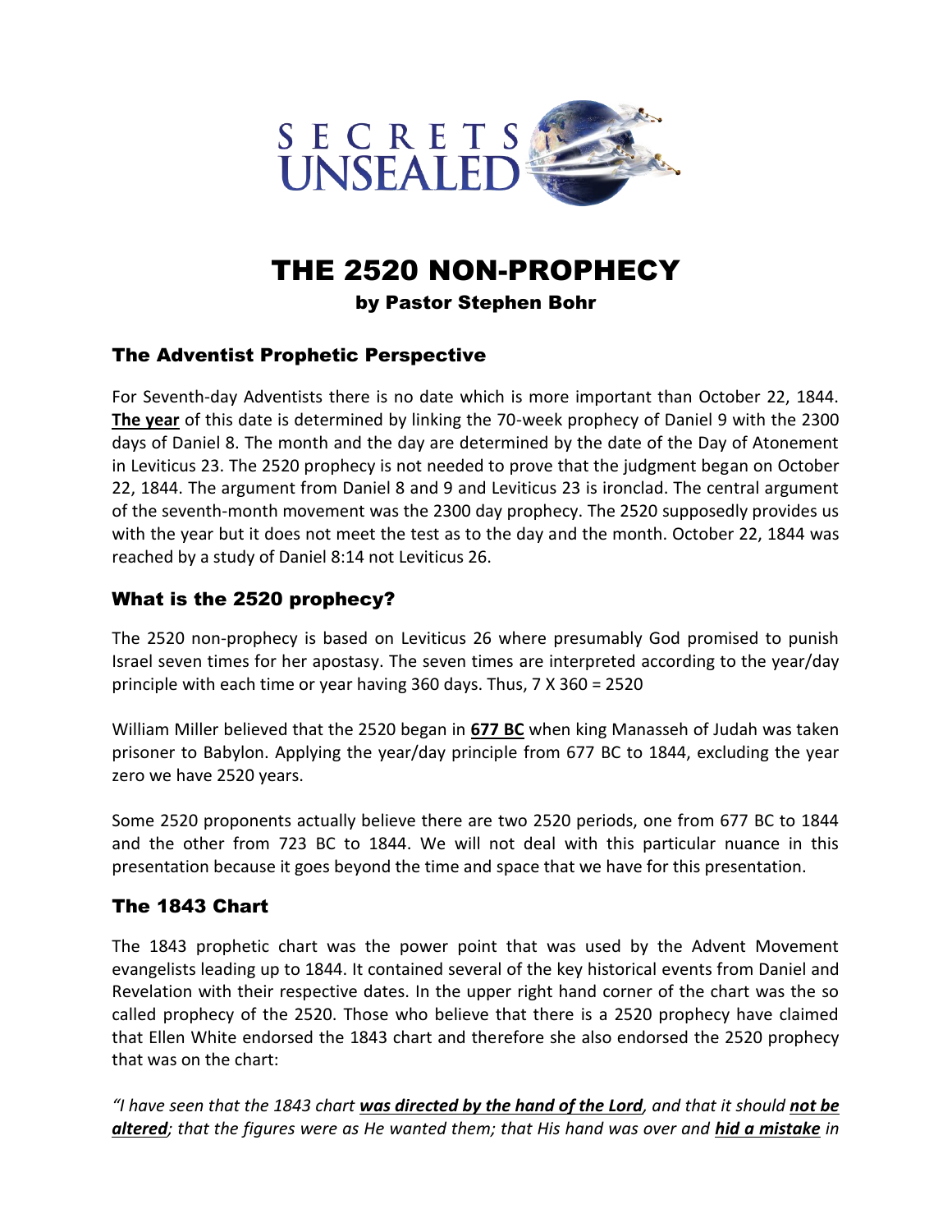# THE 2520 NON-PROPHECY

**by Pastor Stephen Bohr**

## The Adventist Prophetic Perspective

For Seventh-day Adventists there is no date which is more important than October 22, 1844. **The year** of this date is determined by linking the 70-week prophecy of Daniel 9 with the 2300 days of Daniel 8. The month and the day are determined by the date of the Day of Atonement in Leviticus 23. The 2520 prophecy is not needed to prove that the judgment began on October 22, 1844. The argument from Daniel 8 and 9 and Leviticus 23 is ironclad. The central argument of the seventh-month movement was the 2300 day prophecy. The 2520 supposedly provides us with the year but it does not meet the test as to the day and the month. October 22, 1844 was reached by a study of Daniel 8:14 not Leviticus 26.

## What is the 2520 prophecy?

The 2520 non-prophecy is based on Leviticus 26 where presumably God promised to punish Israel seven times for her apostasy. The seven times are interpreted according to the year/day principle with each time or year having 360 days. Thus, 7 X 360 = 2520

William Miller believed that the 2520 began in **677 BC** when king Manasseh of Judah was taken prisoner to Babylon. Applying the year/day principle from 677 BC to 1844, excluding the year zero we have 2520 years.

Some 2520 proponents actually believe there are two 2520 periods, one from 677 BC to 1844 and the other from 723 BC to 1844. We will not deal with this particular nuance in this presentation because it goes beyond the time and space that we have for this presentation.

## The 1843 Chart

The 1843 prophetic chart was the power point that was used by the Advent Movement evangelists leading up to 1844. It contained several of the key historical events from Daniel and Revelation with their respective dates. In the upper right hand corner of the chart was the so called prophecy of the 2520. Those who believe that there is a 2520 prophecy have claimed that Ellen White endorsed the 1843 chart and therefore she also endorsed the 2520 prophecy that was on the chart:

*"I have seen that the 1843 chart **was directed by the hand of the Lord**, and that it should **not be altered**; that the figures were as He wanted them; that His hand was over and **hid a mistake** in*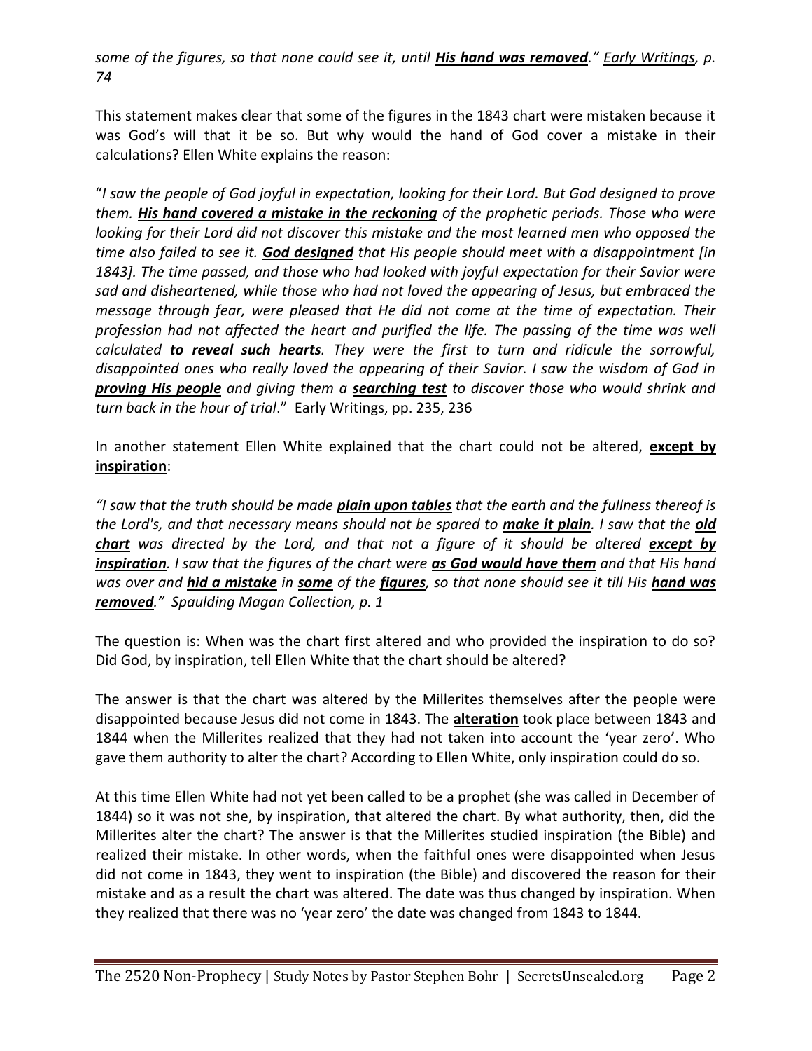*some of the figures, so that none could see it, until* ***<u>His hand was removed</u>****."* <u>Early Writings</u>, *p. 74*

This statement makes clear that some of the figures in the 1843 chart were mistaken because it was God's will that it be so. But why would the hand of God cover a mistake in their calculations? Ellen White explains the reason:

"*I saw the people of God joyful in expectation, looking for their Lord. But God designed to prove them.* ***<u>His hand covered a mistake in the reckoning</u>*** *of the prophetic periods. Those who were looking for their Lord did not discover this mistake and the most learned men who opposed the time also failed to see it.* ***<u>God designed</u>*** *that His people should meet with a disappointment [in 1843]. The time passed, and those who had looked with joyful expectation for their Savior were sad and disheartened, while those who had not loved the appearing of Jesus, but embraced the message through fear, were pleased that He did not come at the time of expectation. Their profession had not affected the heart and purified the life. The passing of the time was well calculated* ***<u>to reveal such hearts</u>****. They were the first to turn and ridicule the sorrowful, disappointed ones who really loved the appearing of their Savior. I saw the wisdom of God in* ***<u>proving His people</u>*** *and giving them a* ***<u>searching test</u>*** *to discover those who would shrink and turn back in the hour of trial*." <u>Early Writings</u>, pp. 235, 236

In another statement Ellen White explained that the chart could not be altered, **<u>except by inspiration</u>**:

*"I saw that the truth should be made* ***<u>plain upon tables</u>*** *that the earth and the fullness thereof is the Lord's, and that necessary means should not be spared to* ***<u>make it plain</u>****. I saw that the* ***<u>old chart</u>*** *was directed by the Lord, and that not a figure of it should be altered* ***<u>except by inspiration</u>****. I saw that the figures of the chart were* ***<u>as God would have them</u>*** *and that His hand was over and* ***<u>hid a mistake</u>*** *in* ***<u>some</u>*** *of the* ***<u>figures</u>****, so that none should see it till His* ***<u>hand was removed</u>****." Spaulding Magan Collection, p. 1*

The question is: When was the chart first altered and who provided the inspiration to do so? Did God, by inspiration, tell Ellen White that the chart should be altered?

The answer is that the chart was altered by the Millerites themselves after the people were disappointed because Jesus did not come in 1843. The **<u>alteration</u>** took place between 1843 and 1844 when the Millerites realized that they had not taken into account the 'year zero'. Who gave them authority to alter the chart? According to Ellen White, only inspiration could do so.

At this time Ellen White had not yet been called to be a prophet (she was called in December of 1844) so it was not she, by inspiration, that altered the chart. By what authority, then, did the Millerites alter the chart? The answer is that the Millerites studied inspiration (the Bible) and realized their mistake. In other words, when the faithful ones were disappointed when Jesus did not come in 1843, they went to inspiration (the Bible) and discovered the reason for their mistake and as a result the chart was altered. The date was thus changed by inspiration. When they realized that there was no 'year zero' the date was changed from 1843 to 1844.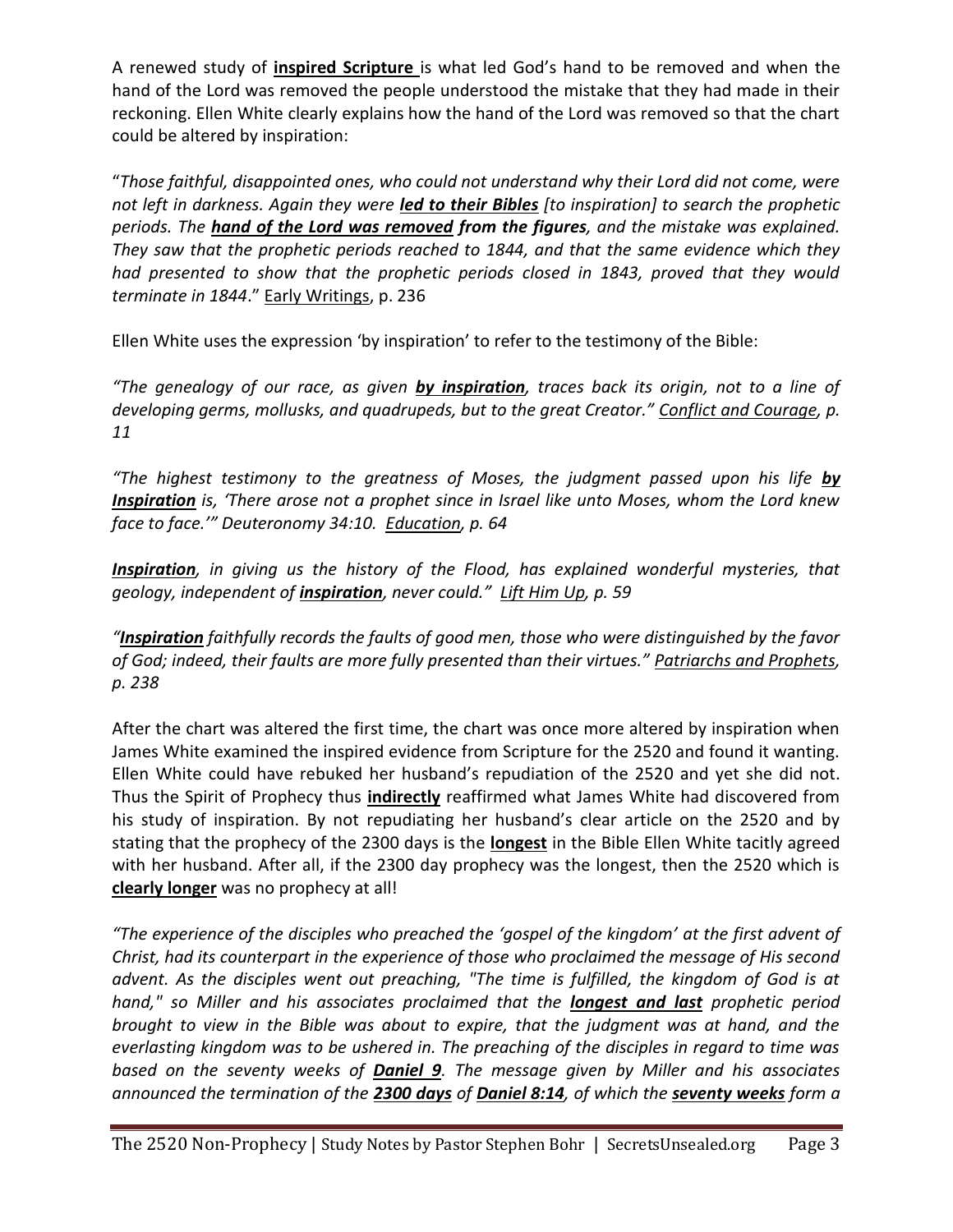A renewed study of **inspired Scripture** is what led God's hand to be removed and when the hand of the Lord was removed the people understood the mistake that they had made in their reckoning. Ellen White clearly explains how the hand of the Lord was removed so that the chart could be altered by inspiration:

"*Those faithful, disappointed ones, who could not understand why their Lord did not come, were not left in darkness. Again they were **led to their Bibles** [to inspiration] to search the prophetic periods. The **hand of the Lord was removed from the figures**, and the mistake was explained. They saw that the prophetic periods reached to 1844, and that the same evidence which they had presented to show that the prophetic periods closed in 1843, proved that they would terminate in 1844*." Early Writings, p. 236

Ellen White uses the expression 'by inspiration' to refer to the testimony of the Bible:

*"The genealogy of our race, as given **by inspiration**, traces back its origin, not to a line of developing germs, mollusks, and quadrupeds, but to the great Creator." Conflict and Courage, p. 11*

*"The highest testimony to the greatness of Moses, the judgment passed upon his life **by Inspiration** is, 'There arose not a prophet since in Israel like unto Moses, whom the Lord knew face to face.'" Deuteronomy 34:10. Education, p. 64*

***Inspiration**, in giving us the history of the Flood, has explained wonderful mysteries, that geology, independent of **inspiration**, never could." Lift Him Up, p. 59*

*"**Inspiration** faithfully records the faults of good men, those who were distinguished by the favor of God; indeed, their faults are more fully presented than their virtues." Patriarchs and Prophets, p. 238*

After the chart was altered the first time, the chart was once more altered by inspiration when James White examined the inspired evidence from Scripture for the 2520 and found it wanting. Ellen White could have rebuked her husband's repudiation of the 2520 and yet she did not. Thus the Spirit of Prophecy thus **indirectly** reaffirmed what James White had discovered from his study of inspiration. By not repudiating her husband's clear article on the 2520 and by stating that the prophecy of the 2300 days is the **longest** in the Bible Ellen White tacitly agreed with her husband. After all, if the 2300 day prophecy was the longest, then the 2520 which is **clearly longer** was no prophecy at all!

*"The experience of the disciples who preached the 'gospel of the kingdom' at the first advent of Christ, had its counterpart in the experience of those who proclaimed the message of His second advent. As the disciples went out preaching, "The time is fulfilled, the kingdom of God is at hand," so Miller and his associates proclaimed that the **longest and last** prophetic period brought to view in the Bible was about to expire, that the judgment was at hand, and the everlasting kingdom was to be ushered in. The preaching of the disciples in regard to time was based on the seventy weeks of **Daniel 9**. The message given by Miller and his associates announced the termination of the **2300 days** of **Daniel 8:14**, of which the **seventy weeks** form a*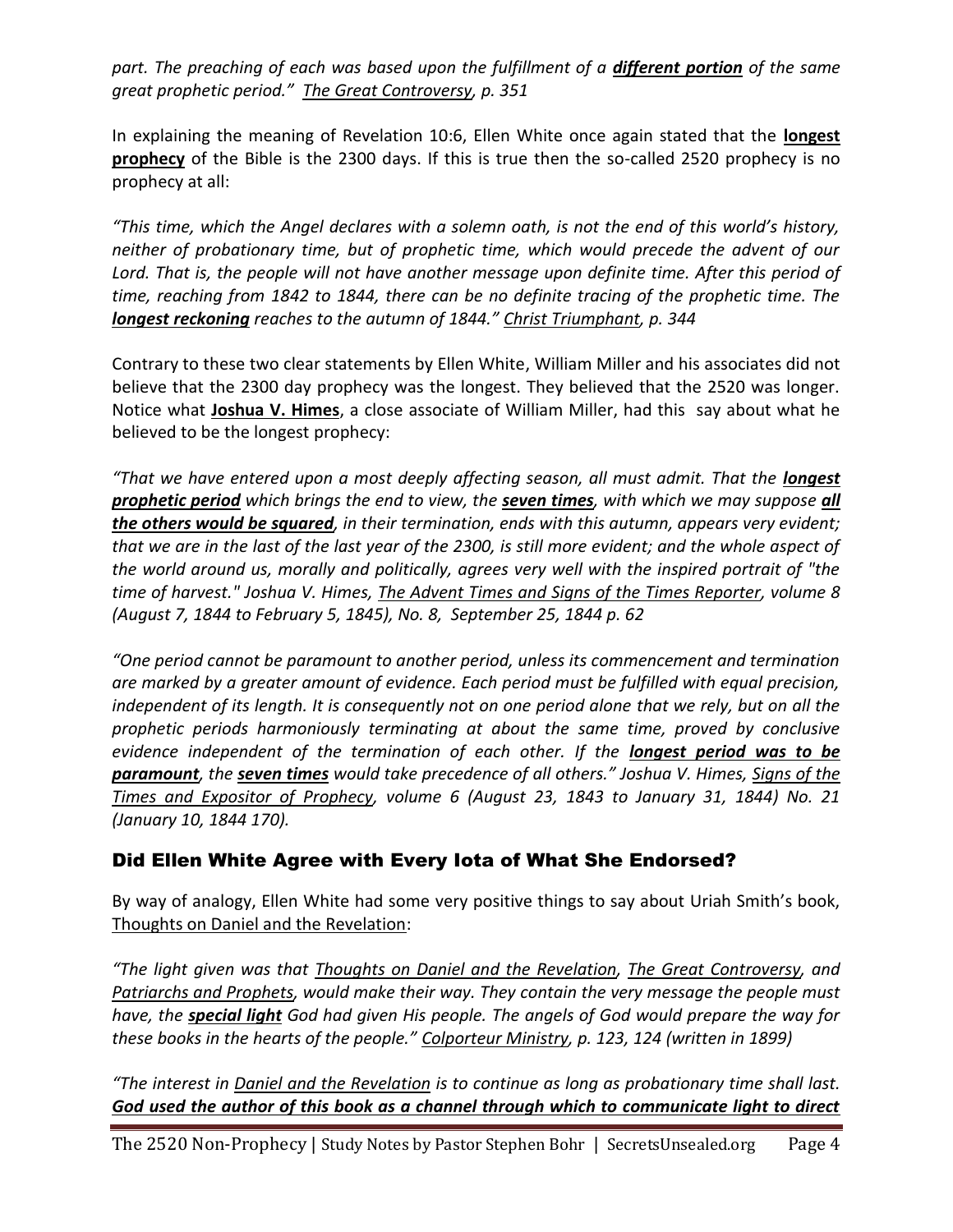*part. The preaching of each was based upon the fulfillment of a* ***<u>different portion</u>*** *of the same great prophetic period."* *<u>The Great Controversy</u>, p. 351*

In explaining the meaning of Revelation 10:6, Ellen White once again stated that the **<u>longest prophecy</u>** of the Bible is the 2300 days. If this is true then the so-called 2520 prophecy is no prophecy at all:

*"This time, which the Angel declares with a solemn oath, is not the end of this world's history, neither of probationary time, but of prophetic time, which would precede the advent of our Lord. That is, the people will not have another message upon definite time. After this period of time, reaching from 1842 to 1844, there can be no definite tracing of the prophetic time. The* ***<u>longest reckoning</u>*** *reaches to the autumn of 1844."* *<u>Christ Triumphant</u>, p. 344*

Contrary to these two clear statements by Ellen White, William Miller and his associates did not believe that the 2300 day prophecy was the longest. They believed that the 2520 was longer. Notice what **<u>Joshua V. Himes</u>**, a close associate of William Miller, had this say about what he believed to be the longest prophecy:

*"That we have entered upon a most deeply affecting season, all must admit. That the* ***<u>longest prophetic period</u>*** *which brings the end to view, the* ***<u>seven times</u>****, with which we may suppose* ***<u>all the others would be squared</u>****, in their termination, ends with this autumn, appears very evident; that we are in the last of the last year of the 2300, is still more evident; and the whole aspect of the world around us, morally and politically, agrees very well with the inspired portrait of "the time of harvest." Joshua V. Himes, <u>The Advent Times and Signs of the Times Reporter</u>, volume 8 (August 7, 1844 to February 5, 1845), No. 8, September 25, 1844 p. 62*

*"One period cannot be paramount to another period, unless its commencement and termination are marked by a greater amount of evidence. Each period must be fulfilled with equal precision, independent of its length. It is consequently not on one period alone that we rely, but on all the prophetic periods harmoniously terminating at about the same time, proved by conclusive evidence independent of the termination of each other. If the* ***<u>longest period was to be paramount</u>****, the* ***<u>seven times</u>*** *would take precedence of all others." Joshua V. Himes, <u>Signs of the Times and Expositor of Prophecy</u>, volume 6 (August 23, 1843 to January 31, 1844) No. 21 (January 10, 1844 170).*

## Did Ellen White Agree with Every Iota of What She Endorsed?

By way of analogy, Ellen White had some very positive things to say about Uriah Smith's book, <u>Thoughts on Daniel and the Revelation</u>:

*"The light given was that <u>Thoughts on Daniel and the Revelation</u>, <u>The Great Controversy</u>, and <u>Patriarchs and Prophets</u>, would make their way. They contain the very message the people must have, the* ***<u>special light</u>*** *God had given His people. The angels of God would prepare the way for these books in the hearts of the people." <u>Colporteur Ministry</u>, p. 123, 124 (written in 1899)*

*"The interest in <u>Daniel and the Revelation</u> is to continue as long as probationary time shall last.* ***<u>God used the author of this book as a channel through which to communicate light to direct</u>***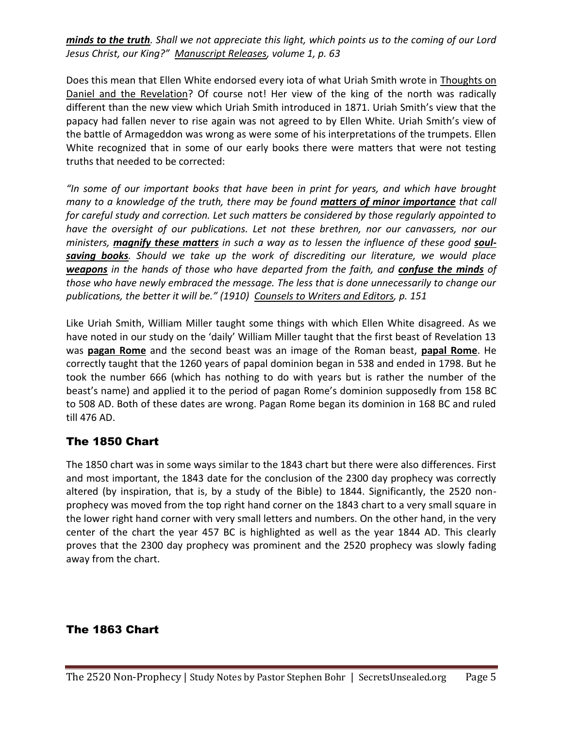***minds to the truth***. *Shall we not appreciate this light, which points us to the coming of our Lord Jesus Christ, our King?"* *Manuscript Releases, volume 1, p. 63*

Does this mean that Ellen White endorsed every iota of what Uriah Smith wrote in Thoughts on Daniel and the Revelation? Of course not! Her view of the king of the north was radically different than the new view which Uriah Smith introduced in 1871. Uriah Smith's view that the papacy had fallen never to rise again was not agreed to by Ellen White. Uriah Smith's view of the battle of Armageddon was wrong as were some of his interpretations of the trumpets. Ellen White recognized that in some of our early books there were matters that were not testing truths that needed to be corrected:

*"In some of our important books that have been in print for years, and which have brought many to a knowledge of the truth, there may be found* ***matters of minor importance*** *that call for careful study and correction. Let such matters be considered by those regularly appointed to have the oversight of our publications. Let not these brethren, nor our canvassers, nor our ministers,* ***magnify these matters*** *in such a way as to lessen the influence of these good* ***soul-saving books***. *Should we take up the work of discrediting our literature, we would place* ***weapons*** *in the hands of those who have departed from the faith, and* ***confuse the minds*** *of those who have newly embraced the message. The less that is done unnecessarily to change our publications, the better it will be." (1910)* *Counsels to Writers and Editors, p. 151*

Like Uriah Smith, William Miller taught some things with which Ellen White disagreed. As we have noted in our study on the 'daily' William Miller taught that the first beast of Revelation 13 was **pagan Rome** and the second beast was an image of the Roman beast, **papal Rome**. He correctly taught that the 1260 years of papal dominion began in 538 and ended in 1798. But he took the number 666 (which has nothing to do with years but is rather the number of the beast's name) and applied it to the period of pagan Rome's dominion supposedly from 158 BC to 508 AD. Both of these dates are wrong. Pagan Rome began its dominion in 168 BC and ruled till 476 AD.

## The 1850 Chart

The 1850 chart was in some ways similar to the 1843 chart but there were also differences. First and most important, the 1843 date for the conclusion of the 2300 day prophecy was correctly altered (by inspiration, that is, by a study of the Bible) to 1844. Significantly, the 2520 non-prophecy was moved from the top right hand corner on the 1843 chart to a very small square in the lower right hand corner with very small letters and numbers. On the other hand, in the very center of the chart the year 457 BC is highlighted as well as the year 1844 AD. This clearly proves that the 2300 day prophecy was prominent and the 2520 prophecy was slowly fading away from the chart.

## The 1863 Chart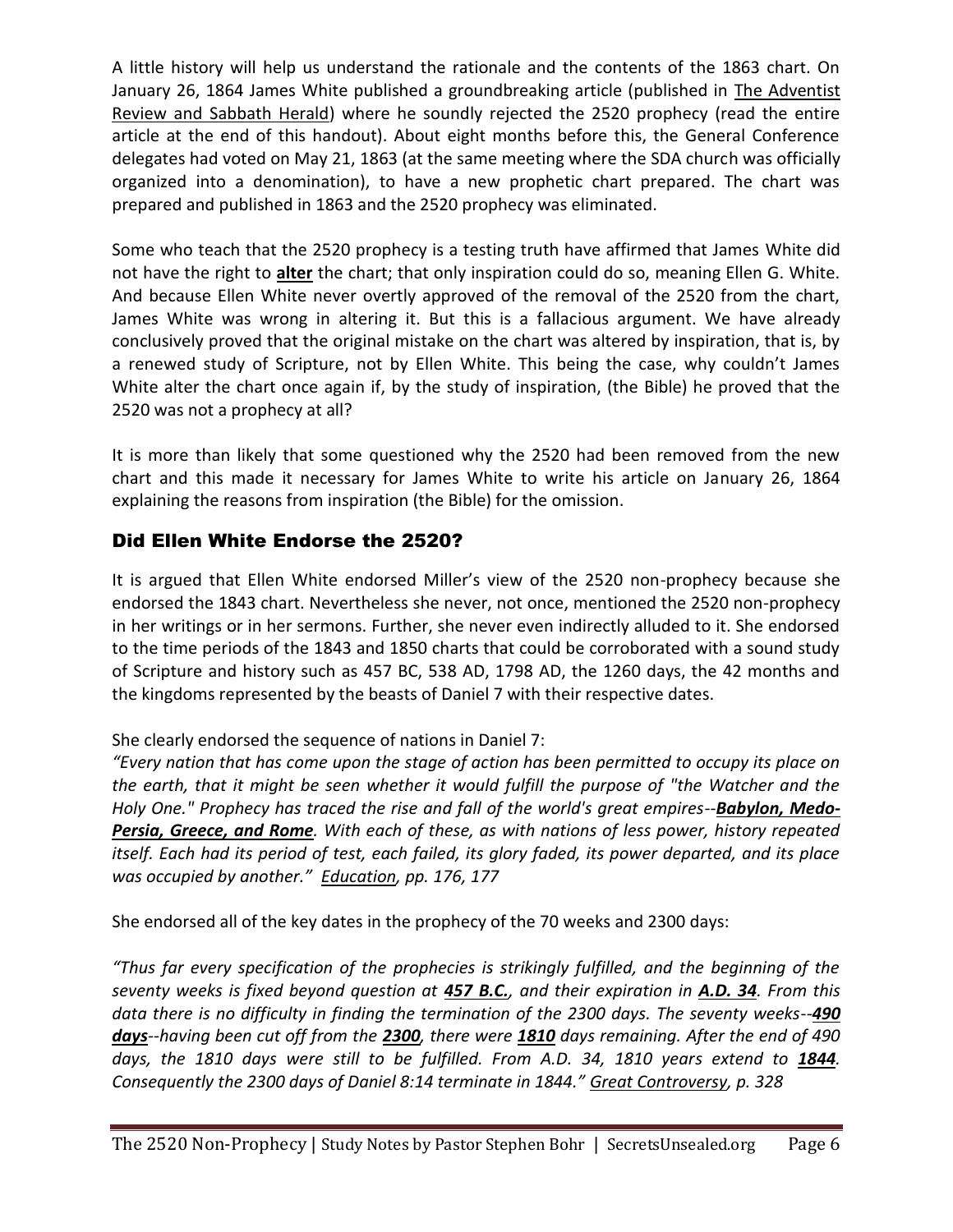A little history will help us understand the rationale and the contents of the 1863 chart. On January 26, 1864 James White published a groundbreaking article (published in The Adventist Review and Sabbath Herald) where he soundly rejected the 2520 prophecy (read the entire article at the end of this handout). About eight months before this, the General Conference delegates had voted on May 21, 1863 (at the same meeting where the SDA church was officially organized into a denomination), to have a new prophetic chart prepared. The chart was prepared and published in 1863 and the 2520 prophecy was eliminated.

Some who teach that the 2520 prophecy is a testing truth have affirmed that James White did not have the right to **alter** the chart; that only inspiration could do so, meaning Ellen G. White. And because Ellen White never overtly approved of the removal of the 2520 from the chart, James White was wrong in altering it. But this is a fallacious argument. We have already conclusively proved that the original mistake on the chart was altered by inspiration, that is, by a renewed study of Scripture, not by Ellen White. This being the case, why couldn't James White alter the chart once again if, by the study of inspiration, (the Bible) he proved that the 2520 was not a prophecy at all?

It is more than likely that some questioned why the 2520 had been removed from the new chart and this made it necessary for James White to write his article on January 26, 1864 explaining the reasons from inspiration (the Bible) for the omission.

## Did Ellen White Endorse the 2520?

It is argued that Ellen White endorsed Miller's view of the 2520 non-prophecy because she endorsed the 1843 chart. Nevertheless she never, not once, mentioned the 2520 non-prophecy in her writings or in her sermons. Further, she never even indirectly alluded to it. She endorsed to the time periods of the 1843 and 1850 charts that could be corroborated with a sound study of Scripture and history such as 457 BC, 538 AD, 1798 AD, the 1260 days, the 42 months and the kingdoms represented by the beasts of Daniel 7 with their respective dates.

She clearly endorsed the sequence of nations in Daniel 7:

*"Every nation that has come upon the stage of action has been permitted to occupy its place on the earth, that it might be seen whether it would fulfill the purpose of "the Watcher and the Holy One." Prophecy has traced the rise and fall of the world's great empires--**Babylon, Medo-Persia, Greece, and Rome**. With each of these, as with nations of less power, history repeated itself. Each had its period of test, each failed, its glory faded, its power departed, and its place was occupied by another."* *Education, pp. 176, 177*

She endorsed all of the key dates in the prophecy of the 70 weeks and 2300 days:

*"Thus far every specification of the prophecies is strikingly fulfilled, and the beginning of the seventy weeks is fixed beyond question at **457 B.C.**, and their expiration in **A.D. 34**. From this data there is no difficulty in finding the termination of the 2300 days. The seventy weeks--**490 days**--having been cut off from the **2300**, there were **1810** days remaining. After the end of 490 days, the 1810 days were still to be fulfilled. From A.D. 34, 1810 years extend to **1844**. Consequently the 2300 days of Daniel 8:14 terminate in 1844." Great Controversy, p. 328*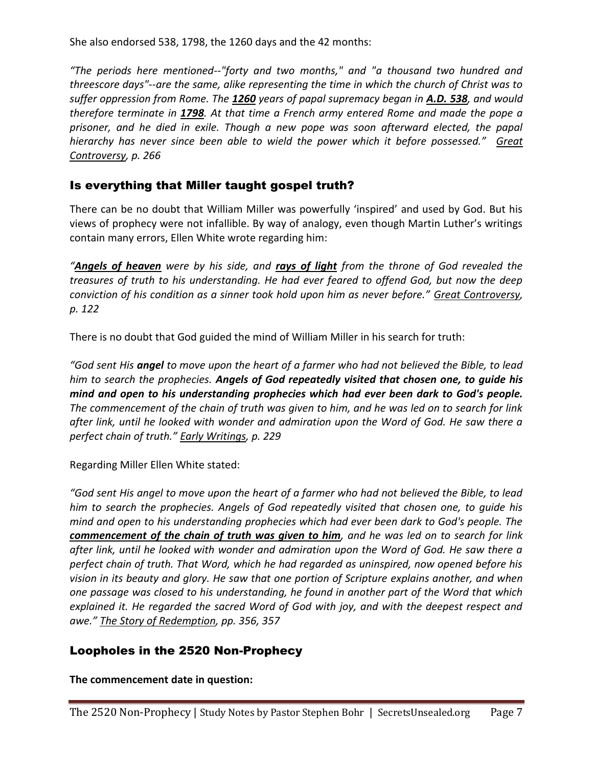She also endorsed 538, 1798, the 1260 days and the 42 months:

*"The periods here mentioned--"forty and two months," and "a thousand two hundred and threescore days"--are the same, alike representing the time in which the church of Christ was to suffer oppression from Rome. The **1260** years of papal supremacy began in **A.D. 538**, and would therefore terminate in **1798**. At that time a French army entered Rome and made the pope a prisoner, and he died in exile. Though a new pope was soon afterward elected, the papal hierarchy has never since been able to wield the power which it before possessed." Great Controversy, p. 266*

## Is everything that Miller taught gospel truth?

There can be no doubt that William Miller was powerfully 'inspired' and used by God. But his views of prophecy were not infallible. By way of analogy, even though Martin Luther's writings contain many errors, Ellen White wrote regarding him:

*"**Angels of heaven** were by his side, and **rays of light** from the throne of God revealed the treasures of truth to his understanding. He had ever feared to offend God, but now the deep conviction of his condition as a sinner took hold upon him as never before." Great Controversy, p. 122*

There is no doubt that God guided the mind of William Miller in his search for truth:

*"God sent His **angel** to move upon the heart of a farmer who had not believed the Bible, to lead him to search the prophecies. **Angels of God repeatedly visited that chosen one, to guide his mind and open to his understanding prophecies which had ever been dark to God's people.** The commencement of the chain of truth was given to him, and he was led on to search for link after link, until he looked with wonder and admiration upon the Word of God. He saw there a perfect chain of truth." Early Writings, p. 229*

Regarding Miller Ellen White stated:

*"God sent His angel to move upon the heart of a farmer who had not believed the Bible, to lead him to search the prophecies. Angels of God repeatedly visited that chosen one, to guide his mind and open to his understanding prophecies which had ever been dark to God's people. The **commencement of the chain of truth was given to him**, and he was led on to search for link after link, until he looked with wonder and admiration upon the Word of God. He saw there a perfect chain of truth. That Word, which he had regarded as uninspired, now opened before his vision in its beauty and glory. He saw that one portion of Scripture explains another, and when one passage was closed to his understanding, he found in another part of the Word that which explained it. He regarded the sacred Word of God with joy, and with the deepest respect and awe." The Story of Redemption, pp. 356, 357*

## Loopholes in the 2520 Non-Prophecy

**The commencement date in question:**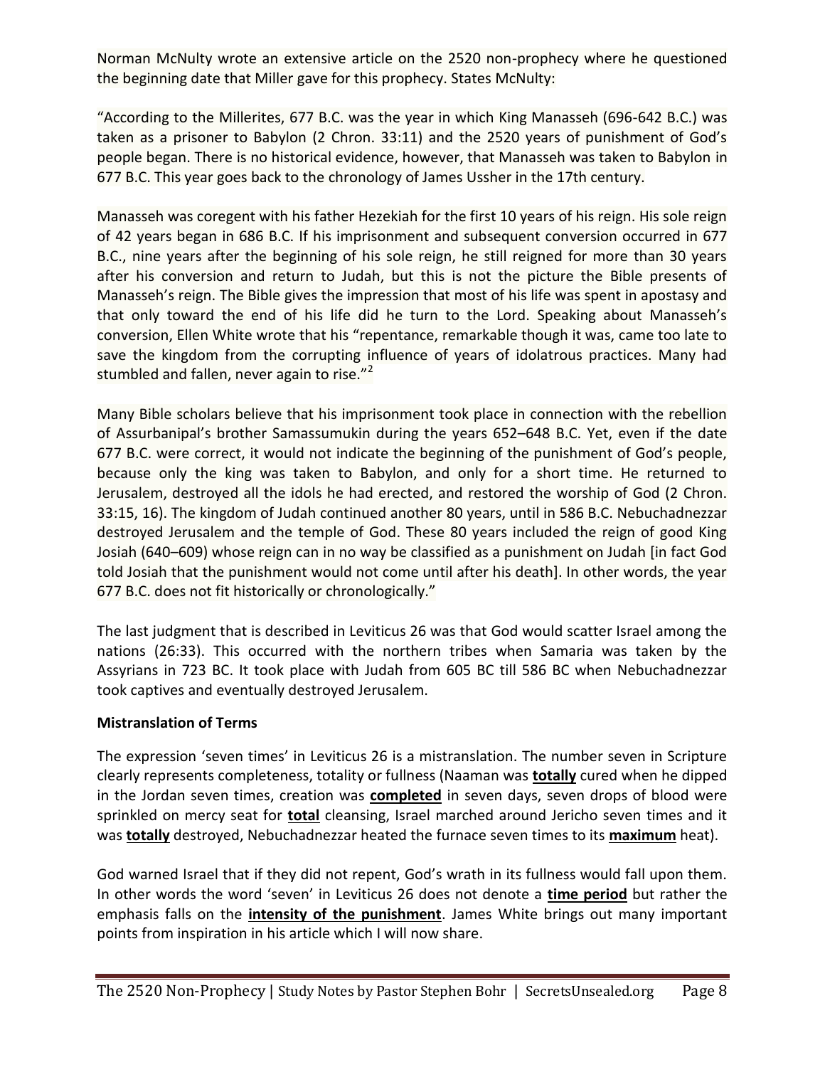Norman McNulty wrote an extensive article on the 2520 non-prophecy where he questioned the beginning date that Miller gave for this prophecy. States McNulty:

"According to the Millerites, 677 B.C. was the year in which King Manasseh (696-642 B.C.) was taken as a prisoner to Babylon (2 Chron. 33:11) and the 2520 years of punishment of God's people began. There is no historical evidence, however, that Manasseh was taken to Babylon in 677 B.C. This year goes back to the chronology of James Ussher in the 17th century.

Manasseh was coregent with his father Hezekiah for the first 10 years of his reign. His sole reign of 42 years began in 686 B.C. If his imprisonment and subsequent conversion occurred in 677 B.C., nine years after the beginning of his sole reign, he still reigned for more than 30 years after his conversion and return to Judah, but this is not the picture the Bible presents of Manasseh's reign. The Bible gives the impression that most of his life was spent in apostasy and that only toward the end of his life did he turn to the Lord. Speaking about Manasseh's conversion, Ellen White wrote that his "repentance, remarkable though it was, came too late to save the kingdom from the corrupting influence of years of idolatrous practices. Many had stumbled and fallen, never again to rise."[2]

Many Bible scholars believe that his imprisonment took place in connection with the rebellion of Assurbanipal's brother Samassumukin during the years 652–648 B.C. Yet, even if the date 677 B.C. were correct, it would not indicate the beginning of the punishment of God's people, because only the king was taken to Babylon, and only for a short time. He returned to Jerusalem, destroyed all the idols he had erected, and restored the worship of God (2 Chron. 33:15, 16). The kingdom of Judah continued another 80 years, until in 586 B.C. Nebuchadnezzar destroyed Jerusalem and the temple of God. These 80 years included the reign of good King Josiah (640–609) whose reign can in no way be classified as a punishment on Judah [in fact God told Josiah that the punishment would not come until after his death]. In other words, the year 677 B.C. does not fit historically or chronologically."

The last judgment that is described in Leviticus 26 was that God would scatter Israel among the nations (26:33). This occurred with the northern tribes when Samaria was taken by the Assyrians in 723 BC. It took place with Judah from 605 BC till 586 BC when Nebuchadnezzar took captives and eventually destroyed Jerusalem.

**Mistranslation of Terms**

The expression 'seven times' in Leviticus 26 is a mistranslation. The number seven in Scripture clearly represents completeness, totality or fullness (Naaman was **totally** cured when he dipped in the Jordan seven times, creation was **completed** in seven days, seven drops of blood were sprinkled on mercy seat for **total** cleansing, Israel marched around Jericho seven times and it was **totally** destroyed, Nebuchadnezzar heated the furnace seven times to its **maximum** heat).

God warned Israel that if they did not repent, God's wrath in its fullness would fall upon them. In other words the word 'seven' in Leviticus 26 does not denote a **time period** but rather the emphasis falls on the **intensity of the punishment**. James White brings out many important points from inspiration in his article which I will now share.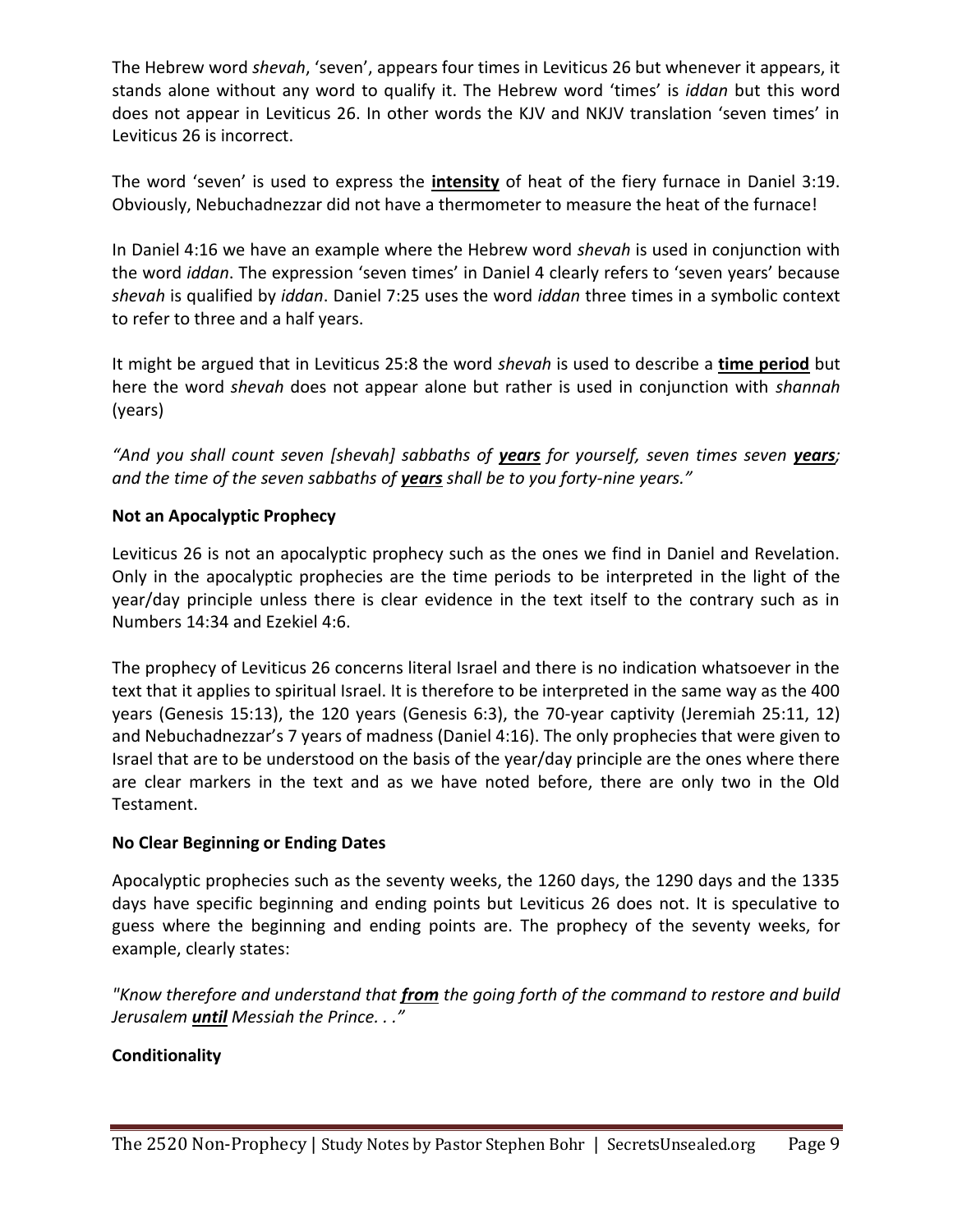The Hebrew word *shevah*, 'seven', appears four times in Leviticus 26 but whenever it appears, it stands alone without any word to qualify it. The Hebrew word 'times' is *iddan* but this word does not appear in Leviticus 26. In other words the KJV and NKJV translation 'seven times' in Leviticus 26 is incorrect.

The word 'seven' is used to express the **intensity** of heat of the fiery furnace in Daniel 3:19. Obviously, Nebuchadnezzar did not have a thermometer to measure the heat of the furnace!

In Daniel 4:16 we have an example where the Hebrew word *shevah* is used in conjunction with the word *iddan*. The expression 'seven times' in Daniel 4 clearly refers to 'seven years' because *shevah* is qualified by *iddan*. Daniel 7:25 uses the word *iddan* three times in a symbolic context to refer to three and a half years.

It might be argued that in Leviticus 25:8 the word *shevah* is used to describe a **time period** but here the word *shevah* does not appear alone but rather is used in conjunction with *shannah* (years)

*"And you shall count seven [shevah] sabbaths of **years** for yourself, seven times seven **years**; and the time of the seven sabbaths of **years** shall be to you forty-nine years."*

**Not an Apocalyptic Prophecy**

Leviticus 26 is not an apocalyptic prophecy such as the ones we find in Daniel and Revelation. Only in the apocalyptic prophecies are the time periods to be interpreted in the light of the year/day principle unless there is clear evidence in the text itself to the contrary such as in Numbers 14:34 and Ezekiel 4:6.

The prophecy of Leviticus 26 concerns literal Israel and there is no indication whatsoever in the text that it applies to spiritual Israel. It is therefore to be interpreted in the same way as the 400 years (Genesis 15:13), the 120 years (Genesis 6:3), the 70-year captivity (Jeremiah 25:11, 12) and Nebuchadnezzar's 7 years of madness (Daniel 4:16). The only prophecies that were given to Israel that are to be understood on the basis of the year/day principle are the ones where there are clear markers in the text and as we have noted before, there are only two in the Old Testament.

**No Clear Beginning or Ending Dates**

Apocalyptic prophecies such as the seventy weeks, the 1260 days, the 1290 days and the 1335 days have specific beginning and ending points but Leviticus 26 does not. It is speculative to guess where the beginning and ending points are. The prophecy of the seventy weeks, for example, clearly states:

*"Know therefore and understand that **from** the going forth of the command to restore and build Jerusalem **until** Messiah the Prince. . ."*

**Conditionality**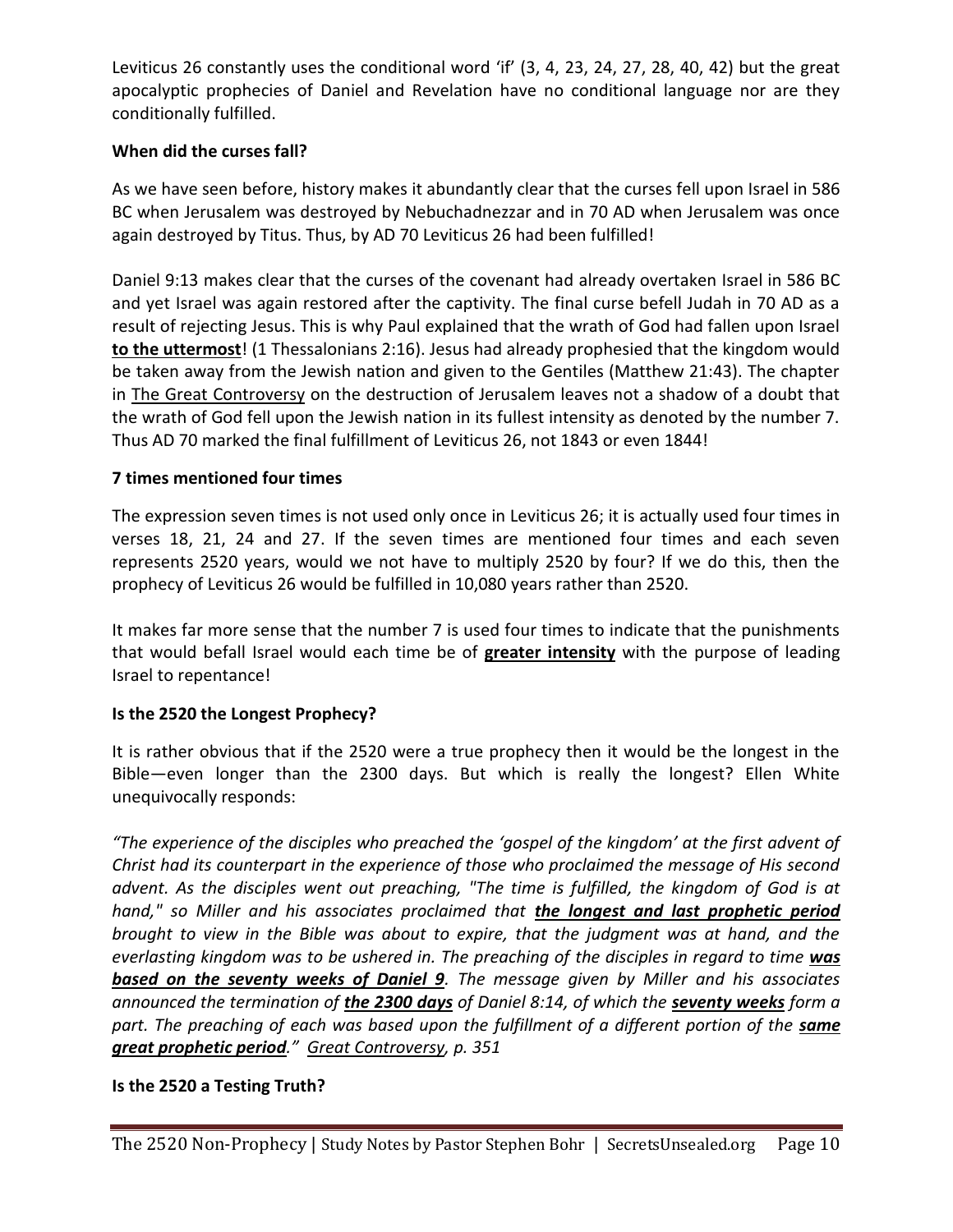Leviticus 26 constantly uses the conditional word 'if' (3, 4, 23, 24, 27, 28, 40, 42) but the great apocalyptic prophecies of Daniel and Revelation have no conditional language nor are they conditionally fulfilled.

**When did the curses fall?**

As we have seen before, history makes it abundantly clear that the curses fell upon Israel in 586 BC when Jerusalem was destroyed by Nebuchadnezzar and in 70 AD when Jerusalem was once again destroyed by Titus. Thus, by AD 70 Leviticus 26 had been fulfilled!

Daniel 9:13 makes clear that the curses of the covenant had already overtaken Israel in 586 BC and yet Israel was again restored after the captivity. The final curse befell Judah in 70 AD as a result of rejecting Jesus. This is why Paul explained that the wrath of God had fallen upon Israel **to the uttermost**! (1 Thessalonians 2:16). Jesus had already prophesied that the kingdom would be taken away from the Jewish nation and given to the Gentiles (Matthew 21:43). The chapter in The Great Controversy on the destruction of Jerusalem leaves not a shadow of a doubt that the wrath of God fell upon the Jewish nation in its fullest intensity as denoted by the number 7. Thus AD 70 marked the final fulfillment of Leviticus 26, not 1843 or even 1844!

**7 times mentioned four times**

The expression seven times is not used only once in Leviticus 26; it is actually used four times in verses 18, 21, 24 and 27. If the seven times are mentioned four times and each seven represents 2520 years, would we not have to multiply 2520 by four? If we do this, then the prophecy of Leviticus 26 would be fulfilled in 10,080 years rather than 2520.

It makes far more sense that the number 7 is used four times to indicate that the punishments that would befall Israel would each time be of **greater intensity** with the purpose of leading Israel to repentance!

**Is the 2520 the Longest Prophecy?**

It is rather obvious that if the 2520 were a true prophecy then it would be the longest in the Bible—even longer than the 2300 days. But which is really the longest? Ellen White unequivocally responds:

*"The experience of the disciples who preached the 'gospel of the kingdom' at the first advent of Christ had its counterpart in the experience of those who proclaimed the message of His second advent. As the disciples went out preaching, "The time is fulfilled, the kingdom of God is at hand," so Miller and his associates proclaimed that **the longest and last prophetic period** brought to view in the Bible was about to expire, that the judgment was at hand, and the everlasting kingdom was to be ushered in. The preaching of the disciples in regard to time **was based on the seventy weeks of Daniel 9**. The message given by Miller and his associates announced the termination of **the 2300 days** of Daniel 8:14, of which the **seventy weeks** form a part. The preaching of each was based upon the fulfillment of a different portion of the **same great prophetic period**."* *Great Controversy, p. 351*

**Is the 2520 a Testing Truth?**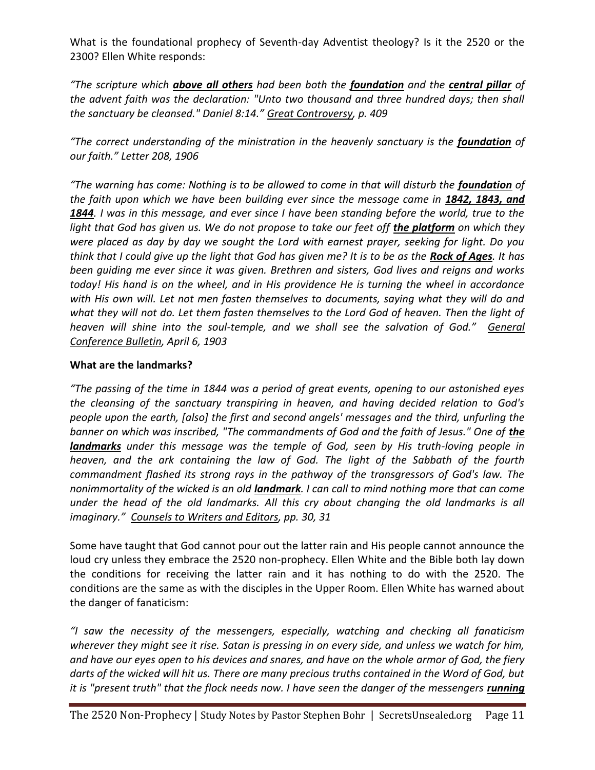What is the foundational prophecy of Seventh-day Adventist theology? Is it the 2520 or the 2300? Ellen White responds:

*"The scripture which **above all others** had been both the **foundation** and the **central pillar** of the advent faith was the declaration: "Unto two thousand and three hundred days; then shall the sanctuary be cleansed." Daniel 8:14." Great Controversy, p. 409*

*"The correct understanding of the ministration in the heavenly sanctuary is the **foundation** of our faith." Letter 208, 1906*

*"The warning has come: Nothing is to be allowed to come in that will disturb the **foundation** of the faith upon which we have been building ever since the message came in **1842, 1843, and 1844**. I was in this message, and ever since I have been standing before the world, true to the light that God has given us. We do not propose to take our feet off **the platform** on which they were placed as day by day we sought the Lord with earnest prayer, seeking for light. Do you think that I could give up the light that God has given me? It is to be as the **Rock of Ages**. It has been guiding me ever since it was given. Brethren and sisters, God lives and reigns and works today! His hand is on the wheel, and in His providence He is turning the wheel in accordance with His own will. Let not men fasten themselves to documents, saying what they will do and what they will not do. Let them fasten themselves to the Lord God of heaven. Then the light of heaven will shine into the soul-temple, and we shall see the salvation of God." General Conference Bulletin, April 6, 1903*

**What are the landmarks?**

*"The passing of the time in 1844 was a period of great events, opening to our astonished eyes the cleansing of the sanctuary transpiring in heaven, and having decided relation to God's people upon the earth, [also] the first and second angels' messages and the third, unfurling the banner on which was inscribed, "The commandments of God and the faith of Jesus." One of **the landmarks** under this message was the temple of God, seen by His truth-loving people in heaven, and the ark containing the law of God. The light of the Sabbath of the fourth commandment flashed its strong rays in the pathway of the transgressors of God's law. The nonimmortality of the wicked is an old **landmark**. I can call to mind nothing more that can come under the head of the old landmarks. All this cry about changing the old landmarks is all imaginary." Counsels to Writers and Editors, pp. 30, 31*

Some have taught that God cannot pour out the latter rain and His people cannot announce the loud cry unless they embrace the 2520 non-prophecy. Ellen White and the Bible both lay down the conditions for receiving the latter rain and it has nothing to do with the 2520. The conditions are the same as with the disciples in the Upper Room. Ellen White has warned about the danger of fanaticism:

*"I saw the necessity of the messengers, especially, watching and checking all fanaticism wherever they might see it rise. Satan is pressing in on every side, and unless we watch for him, and have our eyes open to his devices and snares, and have on the whole armor of God, the fiery darts of the wicked will hit us. There are many precious truths contained in the Word of God, but it is "present truth" that the flock needs now. I have seen the danger of the messengers **running***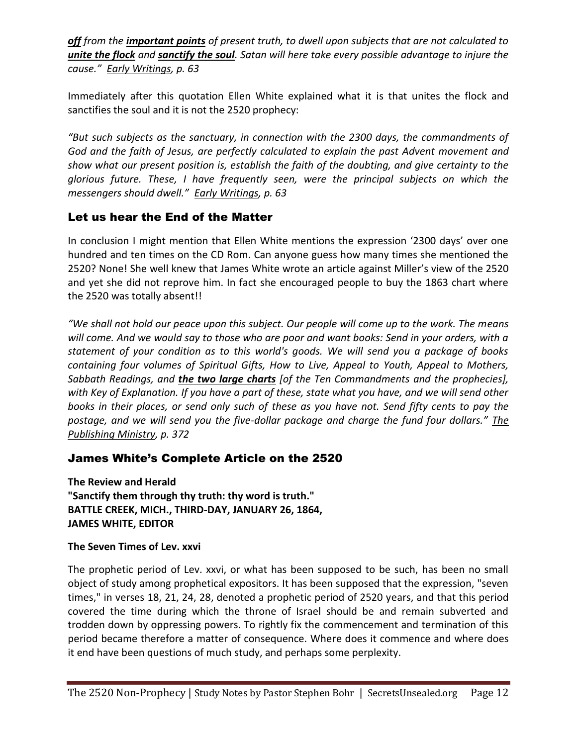***off*** *from the* ***important points*** *of present truth, to dwell upon subjects that are not calculated to* ***unite the flock*** *and* ***sanctify the soul****. Satan will here take every possible advantage to injure the cause." Early Writings, p. 63*

Immediately after this quotation Ellen White explained what it is that unites the flock and sanctifies the soul and it is not the 2520 prophecy:

*"But such subjects as the sanctuary, in connection with the 2300 days, the commandments of God and the faith of Jesus, are perfectly calculated to explain the past Advent movement and show what our present position is, establish the faith of the doubting, and give certainty to the glorious future. These, I have frequently seen, were the principal subjects on which the messengers should dwell." Early Writings, p. 63*

## Let us hear the End of the Matter

In conclusion I might mention that Ellen White mentions the expression '2300 days' over one hundred and ten times on the CD Rom. Can anyone guess how many times she mentioned the 2520? None! She well knew that James White wrote an article against Miller's view of the 2520 and yet she did not reprove him. In fact she encouraged people to buy the 1863 chart where the 2520 was totally absent!!

*"We shall not hold our peace upon this subject. Our people will come up to the work. The means will come. And we would say to those who are poor and want books: Send in your orders, with a statement of your condition as to this world's goods. We will send you a package of books containing four volumes of Spiritual Gifts, How to Live, Appeal to Youth, Appeal to Mothers, Sabbath Readings, and* ***the two large charts*** *[of the Ten Commandments and the prophecies], with Key of Explanation. If you have a part of these, state what you have, and we will send other books in their places, or send only such of these as you have not. Send fifty cents to pay the postage, and we will send you the five-dollar package and charge the fund four dollars." The Publishing Ministry, p. 372*

## James White's Complete Article on the 2520

**The Review and Herald**
**"Sanctify them through thy truth: thy word is truth."**
**BATTLE CREEK, MICH., THIRD-DAY, JANUARY 26, 1864,**
**JAMES WHITE, EDITOR**

**The Seven Times of Lev. xxvi**

The prophetic period of Lev. xxvi, or what has been supposed to be such, has been no small object of study among prophetical expositors. It has been supposed that the expression, "seven times," in verses 18, 21, 24, 28, denoted a prophetic period of 2520 years, and that this period covered the time during which the throne of Israel should be and remain subverted and trodden down by oppressing powers. To rightly fix the commencement and termination of this period became therefore a matter of consequence. Where does it commence and where does it end have been questions of much study, and perhaps some perplexity.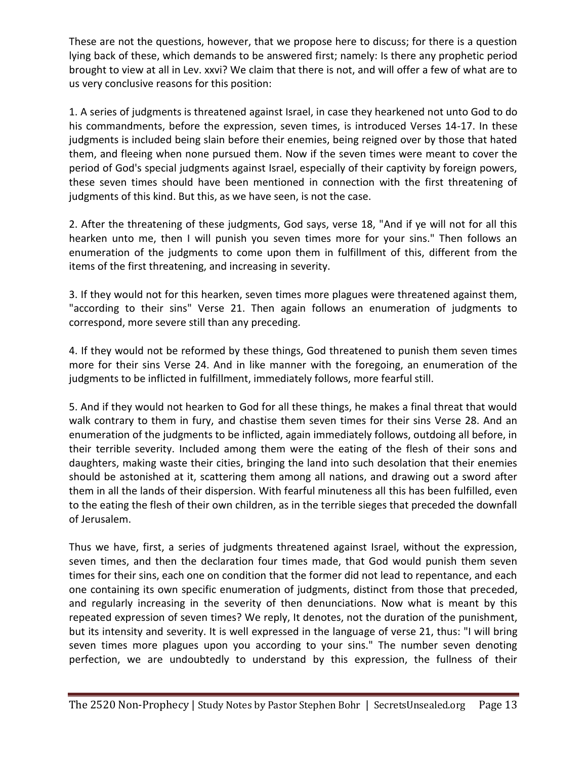These are not the questions, however, that we propose here to discuss; for there is a question lying back of these, which demands to be answered first; namely: Is there any prophetic period brought to view at all in Lev. xxvi? We claim that there is not, and will offer a few of what are to us very conclusive reasons for this position:

1. A series of judgments is threatened against Israel, in case they hearkened not unto God to do his commandments, before the expression, seven times, is introduced Verses 14-17. In these judgments is included being slain before their enemies, being reigned over by those that hated them, and fleeing when none pursued them. Now if the seven times were meant to cover the period of God's special judgments against Israel, especially of their captivity by foreign powers, these seven times should have been mentioned in connection with the first threatening of judgments of this kind. But this, as we have seen, is not the case.

2. After the threatening of these judgments, God says, verse 18, "And if ye will not for all this hearken unto me, then I will punish you seven times more for your sins." Then follows an enumeration of the judgments to come upon them in fulfillment of this, different from the items of the first threatening, and increasing in severity.

3. If they would not for this hearken, seven times more plagues were threatened against them, "according to their sins" Verse 21. Then again follows an enumeration of judgments to correspond, more severe still than any preceding.

4. If they would not be reformed by these things, God threatened to punish them seven times more for their sins Verse 24. And in like manner with the foregoing, an enumeration of the judgments to be inflicted in fulfillment, immediately follows, more fearful still.

5. And if they would not hearken to God for all these things, he makes a final threat that would walk contrary to them in fury, and chastise them seven times for their sins Verse 28. And an enumeration of the judgments to be inflicted, again immediately follows, outdoing all before, in their terrible severity. Included among them were the eating of the flesh of their sons and daughters, making waste their cities, bringing the land into such desolation that their enemies should be astonished at it, scattering them among all nations, and drawing out a sword after them in all the lands of their dispersion. With fearful minuteness all this has been fulfilled, even to the eating the flesh of their own children, as in the terrible sieges that preceded the downfall of Jerusalem.

Thus we have, first, a series of judgments threatened against Israel, without the expression, seven times, and then the declaration four times made, that God would punish them seven times for their sins, each one on condition that the former did not lead to repentance, and each one containing its own specific enumeration of judgments, distinct from those that preceded, and regularly increasing in the severity of then denunciations. Now what is meant by this repeated expression of seven times? We reply, It denotes, not the duration of the punishment, but its intensity and severity. It is well expressed in the language of verse 21, thus: "I will bring seven times more plagues upon you according to your sins." The number seven denoting perfection, we are undoubtedly to understand by this expression, the fullness of their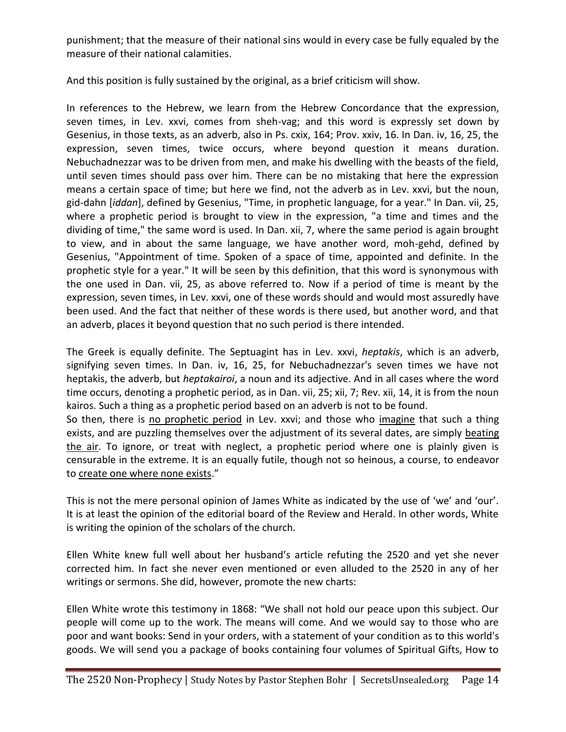punishment; that the measure of their national sins would in every case be fully equaled by the measure of their national calamities.

And this position is fully sustained by the original, as a brief criticism will show.

In references to the Hebrew, we learn from the Hebrew Concordance that the expression, seven times, in Lev. xxvi, comes from sheh-vag; and this word is expressly set down by Gesenius, in those texts, as an adverb, also in Ps. cxix, 164; Prov. xxiv, 16. In Dan. iv, 16, 25, the expression, seven times, twice occurs, where beyond question it means duration. Nebuchadnezzar was to be driven from men, and make his dwelling with the beasts of the field, until seven times should pass over him. There can be no mistaking that here the expression means a certain space of time; but here we find, not the adverb as in Lev. xxvi, but the noun, gid-dahn [*iddan*], defined by Gesenius, "Time, in prophetic language, for a year." In Dan. vii, 25, where a prophetic period is brought to view in the expression, "a time and times and the dividing of time," the same word is used. In Dan. xii, 7, where the same period is again brought to view, and in about the same language, we have another word, moh-gehd, defined by Gesenius, "Appointment of time. Spoken of a space of time, appointed and definite. In the prophetic style for a year." It will be seen by this definition, that this word is synonymous with the one used in Dan. vii, 25, as above referred to. Now if a period of time is meant by the expression, seven times, in Lev. xxvi, one of these words should and would most assuredly have been used. And the fact that neither of these words is there used, but another word, and that an adverb, places it beyond question that no such period is there intended.

The Greek is equally definite. The Septuagint has in Lev. xxvi, *heptakis*, which is an adverb, signifying seven times. In Dan. iv, 16, 25, for Nebuchadnezzar's seven times we have not heptakis, the adverb, but *heptakairoi*, a noun and its adjective. And in all cases where the word time occurs, denoting a prophetic period, as in Dan. vii, 25; xii, 7; Rev. xii, 14, it is from the noun kairos. Such a thing as a prophetic period based on an adverb is not to be found.
So then, there is <u>no prophetic period</u> in Lev. xxvi; and those who <u>imagine</u> that such a thing exists, and are puzzling themselves over the adjustment of its several dates, are simply <u>beating the air</u>. To ignore, or treat with neglect, a prophetic period where one is plainly given is censurable in the extreme. It is an equally futile, though not so heinous, a course, to endeavor to <u>create one where none exists</u>."

This is not the mere personal opinion of James White as indicated by the use of 'we' and 'our'. It is at least the opinion of the editorial board of the Review and Herald. In other words, White is writing the opinion of the scholars of the church.

Ellen White knew full well about her husband's article refuting the 2520 and yet she never corrected him. In fact she never even mentioned or even alluded to the 2520 in any of her writings or sermons. She did, however, promote the new charts:

Ellen White wrote this testimony in 1868: "We shall not hold our peace upon this subject. Our people will come up to the work. The means will come. And we would say to those who are poor and want books: Send in your orders, with a statement of your condition as to this world's goods. We will send you a package of books containing four volumes of Spiritual Gifts, How to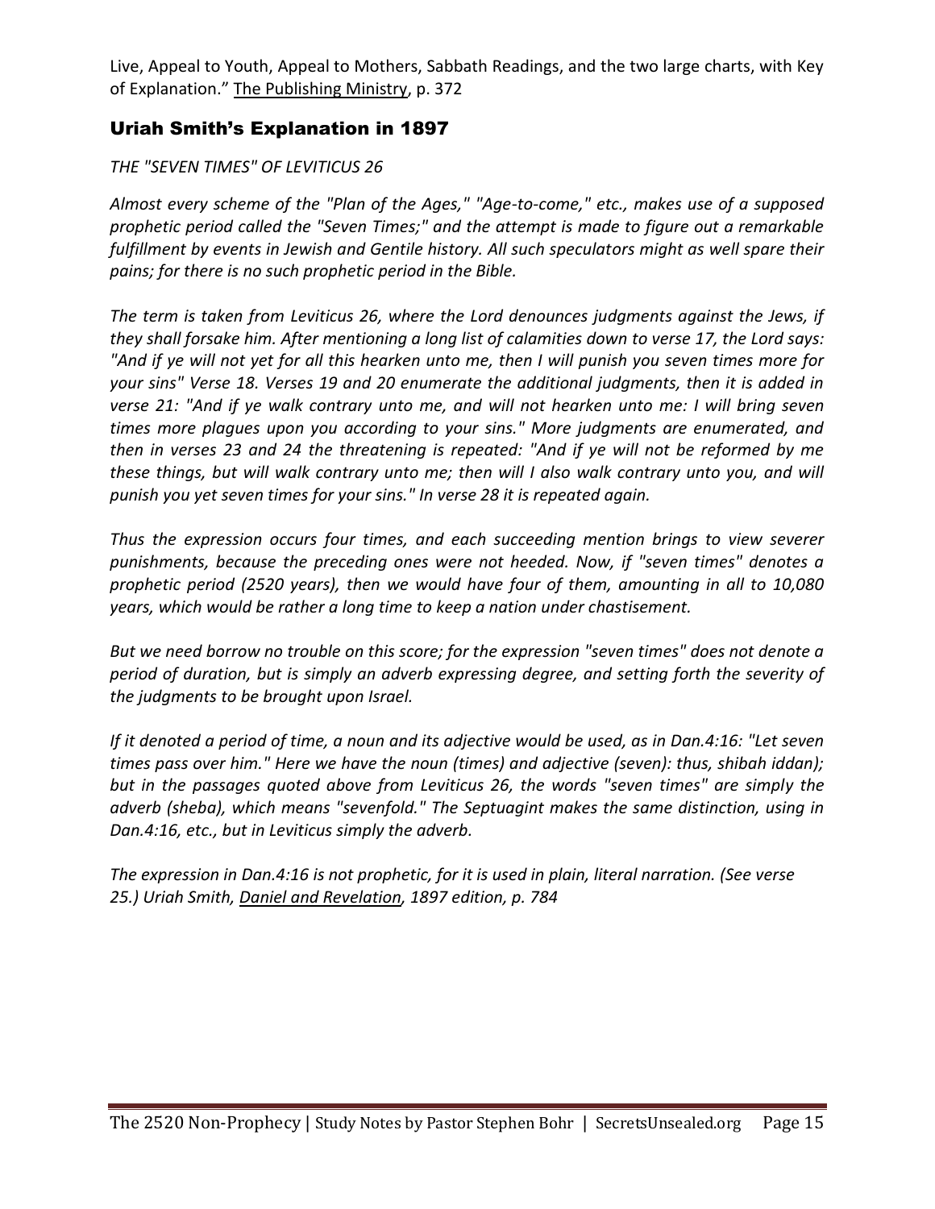Live, Appeal to Youth, Appeal to Mothers, Sabbath Readings, and the two large charts, with Key of Explanation." The Publishing Ministry, p. 372

## Uriah Smith's Explanation in 1897

*THE "SEVEN TIMES" OF LEVITICUS 26*

*Almost every scheme of the "Plan of the Ages," "Age-to-come," etc., makes use of a supposed prophetic period called the "Seven Times;" and the attempt is made to figure out a remarkable fulfillment by events in Jewish and Gentile history. All such speculators might as well spare their pains; for there is no such prophetic period in the Bible.*

*The term is taken from Leviticus 26, where the Lord denounces judgments against the Jews, if they shall forsake him. After mentioning a long list of calamities down to verse 17, the Lord says: "And if ye will not yet for all this hearken unto me, then I will punish you seven times more for your sins" Verse 18. Verses 19 and 20 enumerate the additional judgments, then it is added in verse 21: "And if ye walk contrary unto me, and will not hearken unto me: I will bring seven times more plagues upon you according to your sins." More judgments are enumerated, and then in verses 23 and 24 the threatening is repeated: "And if ye will not be reformed by me these things, but will walk contrary unto me; then will I also walk contrary unto you, and will punish you yet seven times for your sins." In verse 28 it is repeated again.*

*Thus the expression occurs four times, and each succeeding mention brings to view severer punishments, because the preceding ones were not heeded. Now, if "seven times" denotes a prophetic period (2520 years), then we would have four of them, amounting in all to 10,080 years, which would be rather a long time to keep a nation under chastisement.*

*But we need borrow no trouble on this score; for the expression "seven times" does not denote a period of duration, but is simply an adverb expressing degree, and setting forth the severity of the judgments to be brought upon Israel.*

*If it denoted a period of time, a noun and its adjective would be used, as in Dan.4:16: "Let seven times pass over him." Here we have the noun (times) and adjective (seven): thus, shibah iddan); but in the passages quoted above from Leviticus 26, the words "seven times" are simply the adverb (sheba), which means "sevenfold." The Septuagint makes the same distinction, using in Dan.4:16, etc., but in Leviticus simply the adverb.*

*The expression in Dan.4:16 is not prophetic, for it is used in plain, literal narration. (See verse 25.) Uriah Smith, Daniel and Revelation, 1897 edition, p. 784*